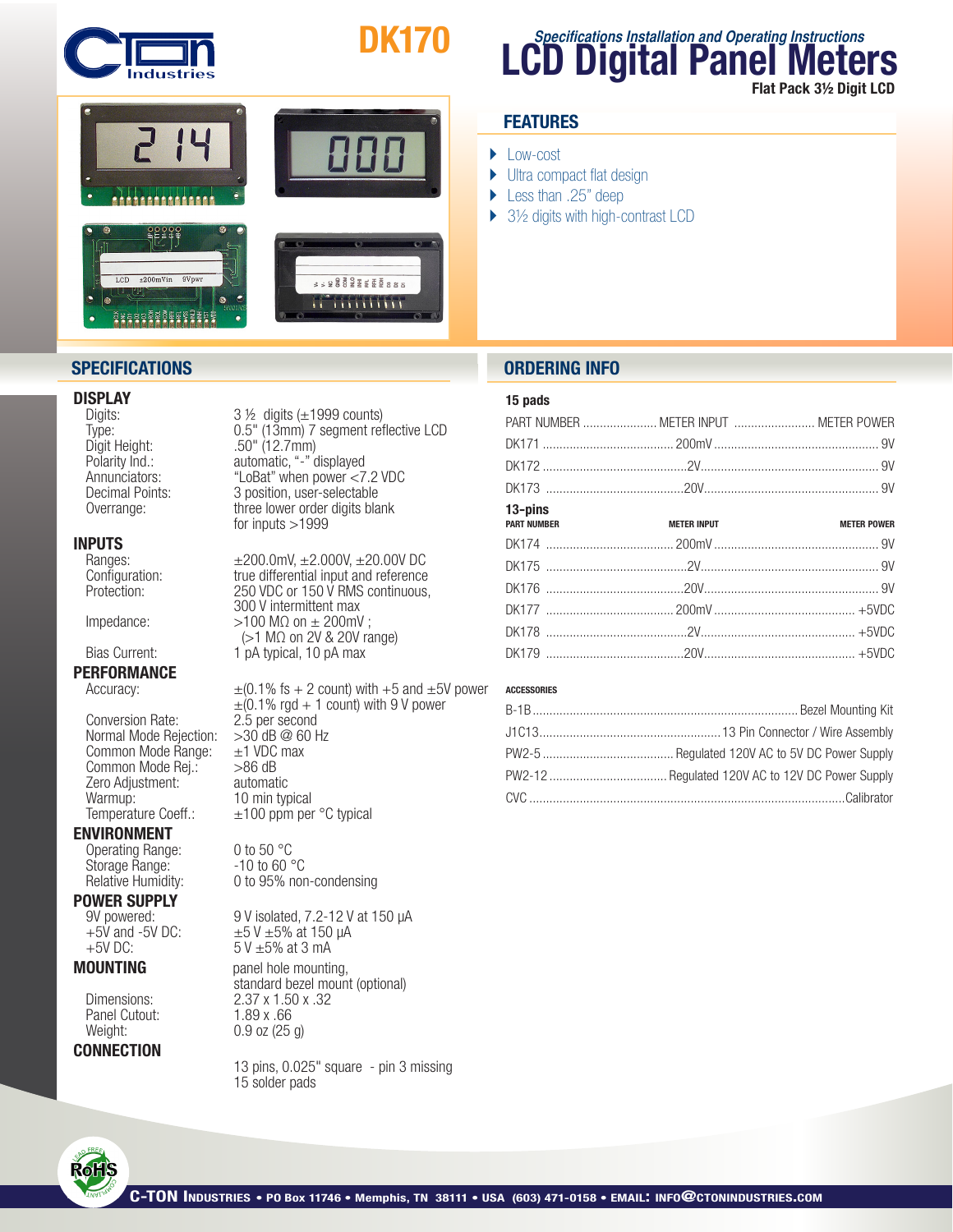# DK170

## LCD Digital Panel Meters

*Specifications Installation and Operating Instructions*

**Flat Pack 3½ Digit LCD**

## FEATURES

- Low-cost
- Ultra compact flat design
- Less than .25" deep
- 3½ digits with high-contrast LCD

## SPECIFICATIONS

### DISPLAY

| | |
|---|---|
| Digits: | 3 ½ digits (±1999 counts) |
| Type: | 0.5" (13mm) 7 segment reflective LCD |
| Digit Height: | .50" (12.7mm) |
| Polarity Ind.: | automatic, "-" displayed |
| Annunciators: | "LoBat" when power <7.2 VDC |
| Decimal Points: | 3 position, user-selectable |
| Overrange: | three lower order digits blank for inputs >1999 |

### INPUTS

| | |
|---|---|
| Ranges: | ±200.0mV, ±2.000V, ±20.00V DC |
| Configuration: | true differential input and reference |
| Protection: | 250 VDC or 150 V RMS continuous, 300 V intermittent max |
| Impedance: | >100 MΩ on ± 200mV ; (>1 MΩ on 2V & 20V range) |
| Bias Current: | 1 pA typical, 10 pA max |

### PERFORMANCE

| | |
|---|---|
| Accuracy: | ±(0.1% fs + 2 count) with +5 and ±5V power<br>±(0.1% rgd + 1 count) with 9 V power |
| Conversion Rate: | 2.5 per second |
| Normal Mode Rejection: | >30 dB @ 60 Hz |
| Common Mode Range: | ±1 VDC max |
| Common Mode Rej.: | >86 dB |
| Zero Adjustment: | automatic |
| Warmup: | 10 min typical |
| Temperature Coeff.: | ±100 ppm per °C typical |

### ENVIRONMENT

| | |
|---|---|
| Operating Range: | 0 to 50 °C |
| Storage Range: | -10 to 60 °C |
| Relative Humidity: | 0 to 95% non-condensing |

### POWER SUPPLY

| | |
|---|---|
| 9V powered: | 9 V isolated, 7.2-12 V at 150 µA |
| +5V and -5V DC: | ±5 V ±5% at 150 µA |
| +5V DC: | 5 V ±5% at 3 mA |

### MOUNTING

panel hole mounting, standard bezel mount (optional)

| | |
|---|---|
| Dimensions: | 2.37 x 1.50 x .32 |
| Panel Cutout: | 1.89 x .66 |
| Weight: | 0.9 oz (25 g) |

### CONNECTION

13 pins, 0.025" square - pin 3 missing
15 solder pads

## ORDERING INFO

**15 pads**

| PART NUMBER | METER INPUT | METER POWER |
|---|---|---|
| DK171 | 200mV | 9V |
| DK172 | 2V | 9V |
| DK173 | 20V | 9V |

**13-pins**

| PART NUMBER | METER INPUT | METER POWER |
|---|---|---|
| DK174 | 200mV | 9V |
| DK175 | 2V | 9V |
| DK176 | 20V | 9V |
| DK177 | 200mV | +5VDC |
| DK178 | 2V | +5VDC |
| DK179 | 20V | +5VDC |

**ACCESSORIES**

| | |
|---|---|
| B-1B | Bezel Mounting Kit |
| J1C13 | 13 Pin Connector / Wire Assembly |
| PW2-5 | Regulated 120V AC to 5V DC Power Supply |
| PW2-12 | Regulated 120V AC to 12V DC Power Supply |
| CVC | Calibrator |

C-TON Industries • PO Box 11746 • Memphis, TN 38111 • USA (603) 471-0158 • EMAIL: INFO@CTONINDUSTRIES.COM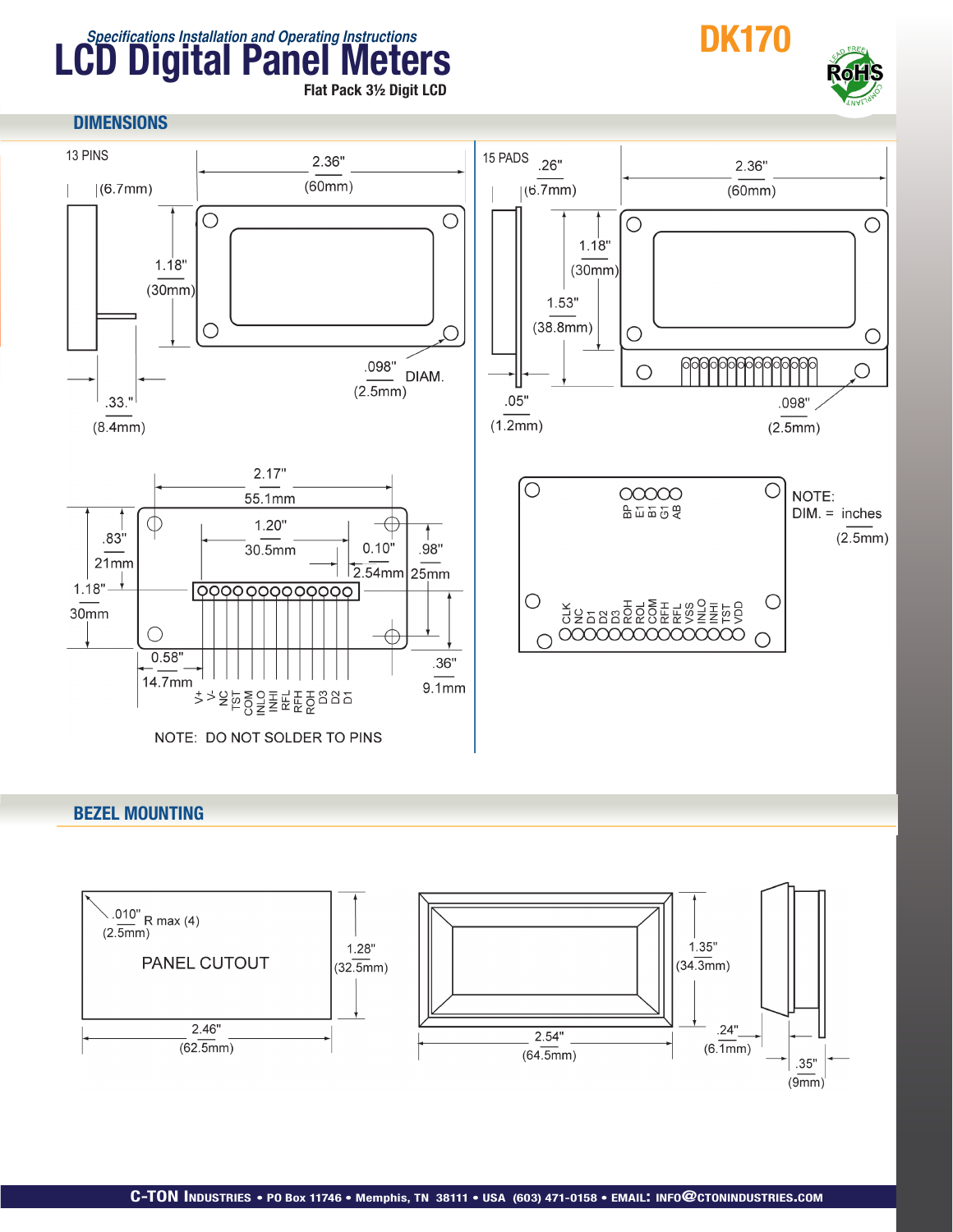*Specifications Installation and Operating Instructions*

# LCD Digital Panel Meters

**Flat Pack 3½ Digit LCD**

**DK170**

RoHS COMPLIANT LEAD FREE

## DIMENSIONS

13 PINS

2.36"
(60mm)

(6.7mm)

1.18"
(30mm)

.098" DIAM.
(2.5mm)

.33."
(8.4mm)

15 PADS

.26"
(6.7mm)

2.36"
(60mm)

1.18"
(30mm)

1.53"
(38.8mm)

.05"
(1.2mm)

.098"
(2.5mm)

2.17"
55.1mm

1.20"
30.5mm

0.10"
2.54mm

.98"
25mm

.83"
21mm

1.18"
30mm

0.58"
14.7mm

.36"
9.1mm

V+ V- NC TST COM INLO INHI RFL RFH ROH D3 D2 D1

NOTE: DO NOT SOLDER TO PINS

BP E1 B1 G1 AB

CLK NC D1 D2 D3 ROH ROL COM RFH RFL VSS INLO INHI TST VDD

NOTE:
DIM. = inches
(2.5mm)

## BEZEL MOUNTING

.010" R max (4)
(2.5mm)

PANEL CUTOUT

1.28"
(32.5mm)

2.46"
(62.5mm)

2.54"
(64.5mm)

1.35"
(34.3mm)

.24"
(6.1mm)

.35"
(9mm)

C-TON INDUSTRIES • PO Box 11746 • Memphis, TN 38111 • USA (603) 471-0158 • EMAIL: INFO@CTONINDUSTRIES.COM